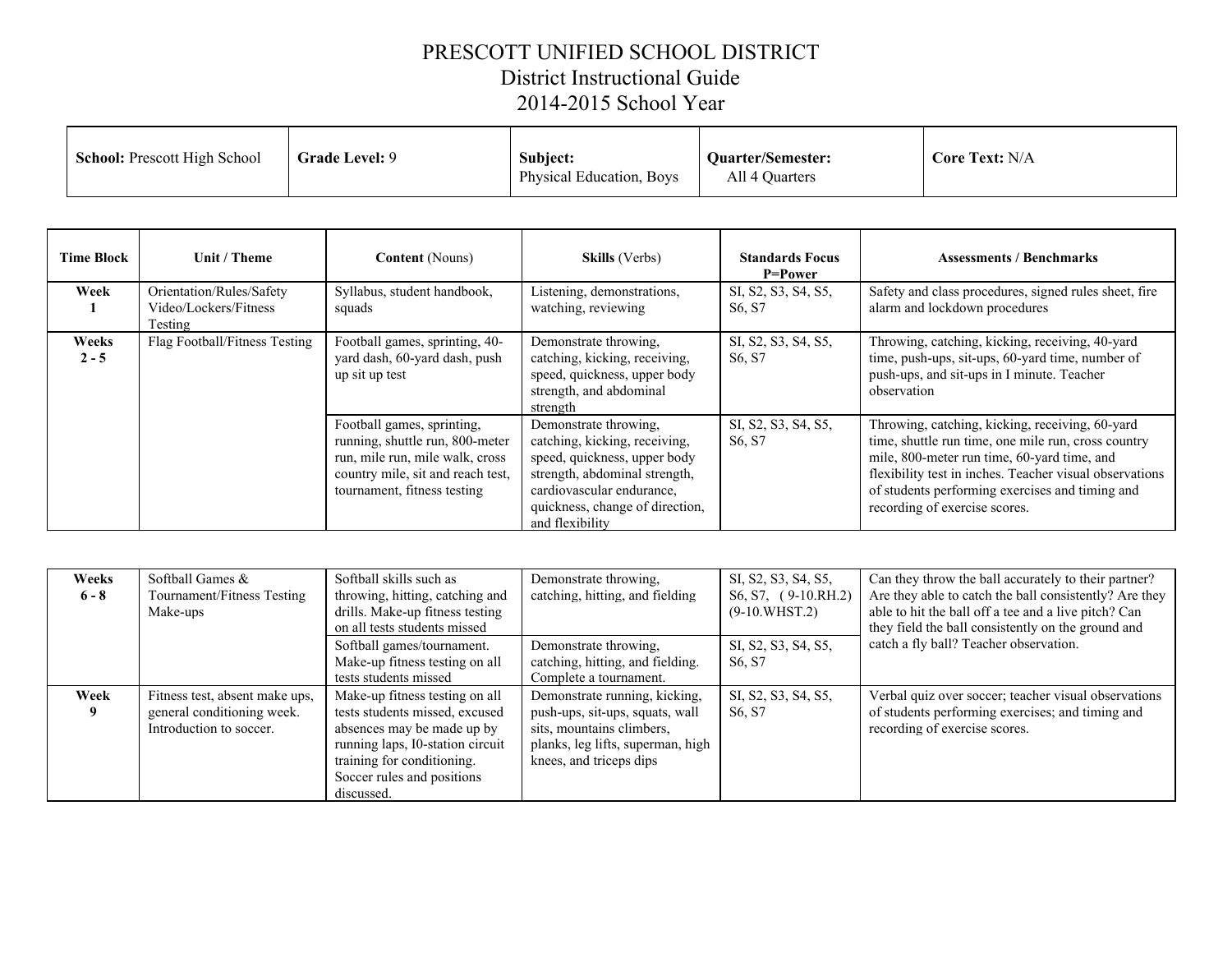# PRESCOTT UNIFIED SCHOOL DISTRICT
## District Instructional Guide
## 2014-2015 School Year

| **School:** Prescott High School | **Grade Level:** 9 | **Subject:** Physical Education, Boys | **Quarter/Semester:** All 4 Quarters | **Core Text:** N/A |
|---|---|---|---|---|

| Time Block | Unit / Theme | **Content** (Nouns) | **Skills** (Verbs) | Standards Focus P=Power | Assessments / Benchmarks |
|---|---|---|---|---|---|
| **Week 1** | Orientation/Rules/Safety Video/Lockers/Fitness Testing | Syllabus, student handbook, squads | Listening, demonstrations, watching, reviewing | SI, S2, S3, S4, S5, S6, S7 | Safety and class procedures, signed rules sheet, fire alarm and lockdown procedures |
| **Weeks 2 - 5** | Flag Football/Fitness Testing | Football games, sprinting, 40-yard dash, 60-yard dash, push up sit up test | Demonstrate throwing, catching, kicking, receiving, speed, quickness, upper body strength, and abdominal strength | SI, S2, S3, S4, S5, S6, S7 | Throwing, catching, kicking, receiving, 40-yard time, push-ups, sit-ups, 60-yard time, number of push-ups, and sit-ups in I minute. Teacher observation |
| | | Football games, sprinting, running, shuttle run, 800-meter run, mile run, mile walk, cross country mile, sit and reach test, tournament, fitness testing | Demonstrate throwing, catching, kicking, receiving, speed, quickness, upper body strength, abdominal strength, cardiovascular endurance, quickness, change of direction, and flexibility | SI, S2, S3, S4, S5, S6, S7 | Throwing, catching, kicking, receiving, 60-yard time, shuttle run time, one mile run, cross country mile, 800-meter run time, 60-yard time, and flexibility test in inches. Teacher visual observations of students performing exercises and timing and recording of exercise scores. |
| **Weeks 6 - 8** | Softball Games & Tournament/Fitness Testing Make-ups | Softball skills such as throwing, hitting, catching and drills. Make-up fitness testing on all tests students missed | Demonstrate throwing, catching, hitting, and fielding | SI, S2, S3, S4, S5, S6, S7, (9-10.RH.2) (9-10.WHST.2) | Can they throw the ball accurately to their partner? Are they able to catch the ball consistently? Are they able to hit the ball off a tee and a live pitch? Can they field the ball consistently on the ground and catch a fly ball? Teacher observation. |
| | | Softball games/tournament. Make-up fitness testing on all tests students missed | Demonstrate throwing, catching, hitting, and fielding. Complete a tournament. | SI, S2, S3, S4, S5, S6, S7 | |
| **Week 9** | Fitness test, absent make ups, general conditioning week. Introduction to soccer. | Make-up fitness testing on all tests students missed, excused absences may be made up by running laps, I0-station circuit training for conditioning. Soccer rules and positions discussed. | Demonstrate running, kicking, push-ups, sit-ups, squats, wall sits, mountains climbers, planks, leg lifts, superman, high knees, and triceps dips | SI, S2, S3, S4, S5, S6, S7 | Verbal quiz over soccer; teacher visual observations of students performing exercises; and timing and recording of exercise scores. |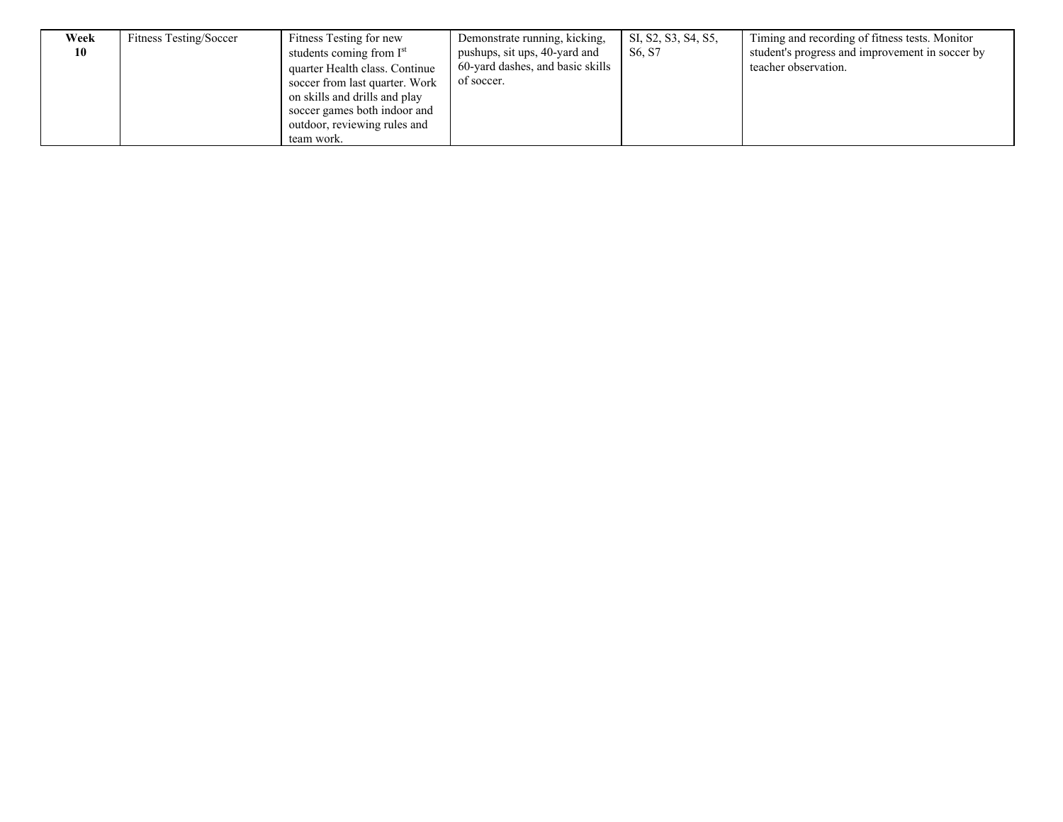| **Week 10** | Fitness Testing/Soccer | Fitness Testing for new students coming from 1st quarter Health class. Continue soccer from last quarter. Work on skills and drills and play soccer games both indoor and outdoor, reviewing rules and team work. | Demonstrate running, kicking, pushups, sit ups, 40-yard and 60-yard dashes, and basic skills of soccer. | SI, S2, S3, S4, S5, S6, S7 | Timing and recording of fitness tests. Monitor student's progress and improvement in soccer by teacher observation. |
|---|---|---|---|---|---|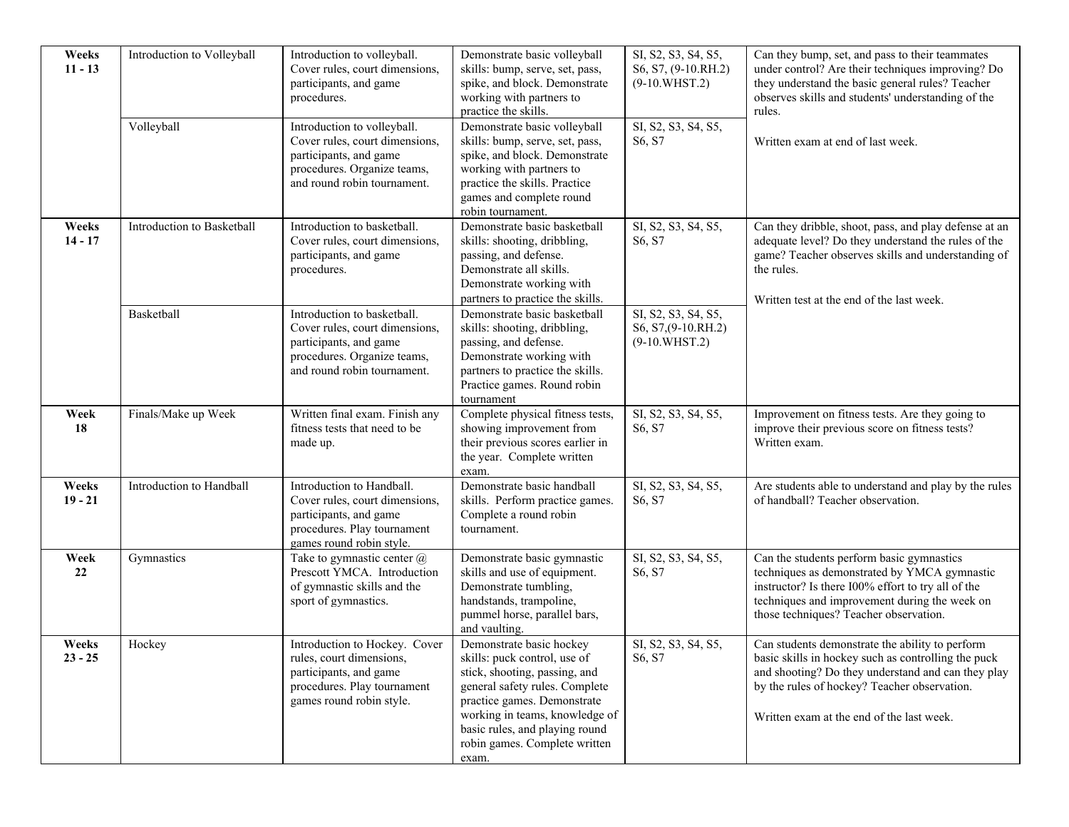| | | | | | |
|---|---|---|---|---|---|
| **Weeks 11 - 13** | Introduction to Volleyball | Introduction to volleyball. Cover rules, court dimensions, participants, and game procedures. | Demonstrate basic volleyball skills: bump, serve, set, pass, spike, and block. Demonstrate working with partners to practice the skills. | SI, S2, S3, S4, S5, S6, S7, (9-10.RH.2) (9-10.WHST.2) | Can they bump, set, and pass to their teammates under control? Are their techniques improving? Do they understand the basic general rules? Teacher observes skills and students' understanding of the rules.<br><br>Written exam at end of last week. |
| | Volleyball | Introduction to volleyball. Cover rules, court dimensions, participants, and game procedures. Organize teams, and round robin tournament. | Demonstrate basic volleyball skills: bump, serve, set, pass, spike, and block. Demonstrate working with partners to practice the skills. Practice games and complete round robin tournament. | SI, S2, S3, S4, S5, S6, S7 | |
| **Weeks 14 - 17** | Introduction to Basketball | Introduction to basketball. Cover rules, court dimensions, participants, and game procedures. | Demonstrate basic basketball skills: shooting, dribbling, passing, and defense. Demonstrate all skills. Demonstrate working with partners to practice the skills. | SI, S2, S3, S4, S5, S6, S7 | Can they dribble, shoot, pass, and play defense at an adequate level? Do they understand the rules of the game? Teacher observes skills and understanding of the rules.<br><br>Written test at the end of the last week. |
| | Basketball | Introduction to basketball. Cover rules, court dimensions, participants, and game procedures. Organize teams, and round robin tournament. | Demonstrate basic basketball skills: shooting, dribbling, passing, and defense. Demonstrate working with partners to practice the skills. Practice games. Round robin tournament | SI, S2, S3, S4, S5, S6, S7,(9-10.RH.2) (9-10.WHST.2) | |
| **Week 18** | Finals/Make up Week | Written final exam. Finish any fitness tests that need to be made up. | Complete physical fitness tests, showing improvement from their previous scores earlier in the year. Complete written exam. | SI, S2, S3, S4, S5, S6, S7 | Improvement on fitness tests. Are they going to improve their previous score on fitness tests? Written exam. |
| **Weeks 19 - 21** | Introduction to Handball | Introduction to Handball. Cover rules, court dimensions, participants, and game procedures. Play tournament games round robin style. | Demonstrate basic handball skills. Perform practice games. Complete a round robin tournament. | SI, S2, S3, S4, S5, S6, S7 | Are students able to understand and play by the rules of handball? Teacher observation. |
| **Week 22** | Gymnastics | Take to gymnastic center @ Prescott YMCA. Introduction of gymnastic skills and the sport of gymnastics. | Demonstrate basic gymnastic skills and use of equipment. Demonstrate tumbling, handstands, trampoline, pummel horse, parallel bars, and vaulting. | SI, S2, S3, S4, S5, S6, S7 | Can the students perform basic gymnastics techniques as demonstrated by YMCA gymnastic instructor? Is there I00% effort to try all of the techniques and improvement during the week on those techniques? Teacher observation. |
| **Weeks 23 - 25** | Hockey | Introduction to Hockey. Cover rules, court dimensions, participants, and game procedures. Play tournament games round robin style. | Demonstrate basic hockey skills: puck control, use of stick, shooting, passing, and general safety rules. Complete practice games. Demonstrate working in teams, knowledge of basic rules, and playing round robin games. Complete written exam. | SI, S2, S3, S4, S5, S6, S7 | Can students demonstrate the ability to perform basic skills in hockey such as controlling the puck and shooting? Do they understand and can they play by the rules of hockey? Teacher observation.<br><br>Written exam at the end of the last week. |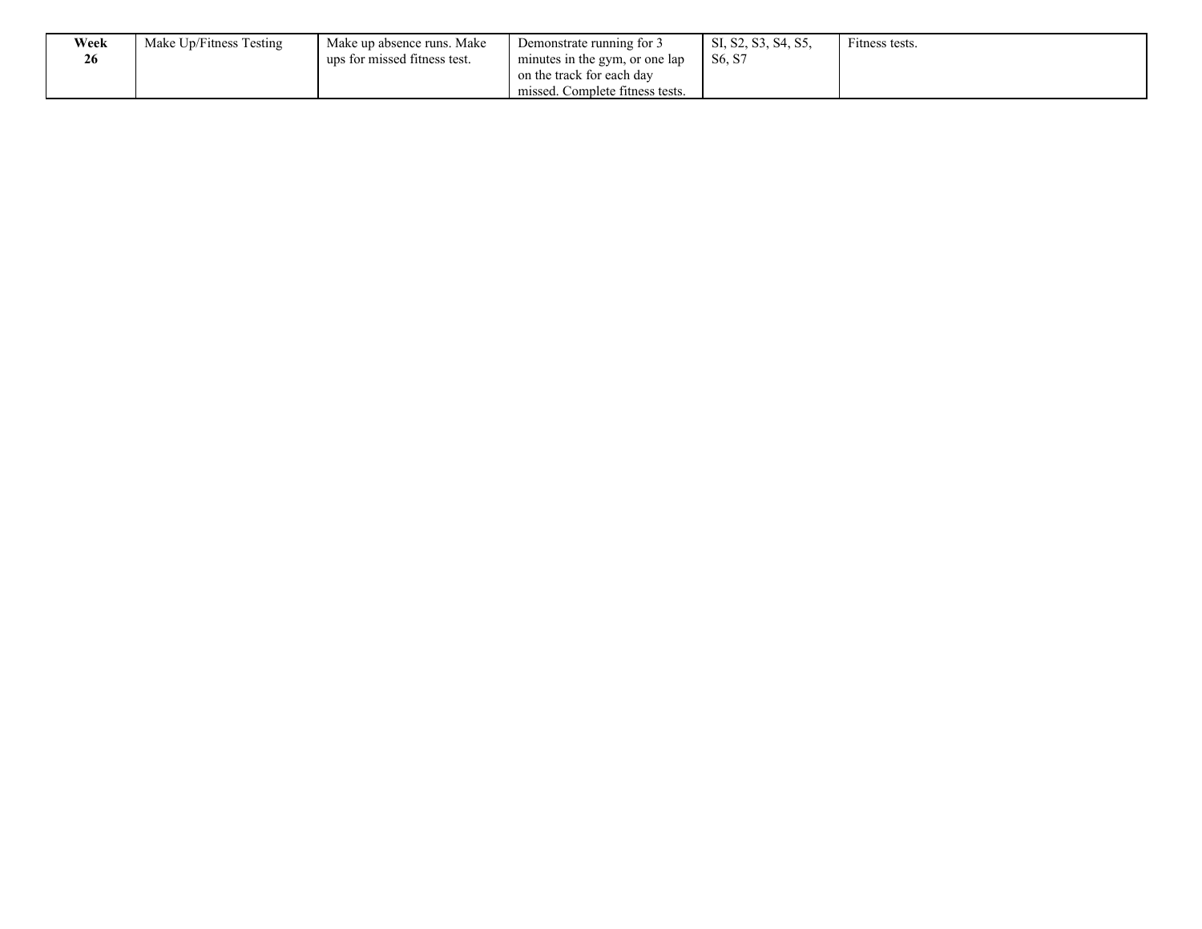| **Week 26** | Make Up/Fitness Testing | Make up absence runs. Make ups for missed fitness test. | Demonstrate running for 3 minutes in the gym, or one lap on the track for each day missed. Complete fitness tests. | SI, S2, S3, S4, S5, S6, S7 | Fitness tests. |
|---|---|---|---|---|---|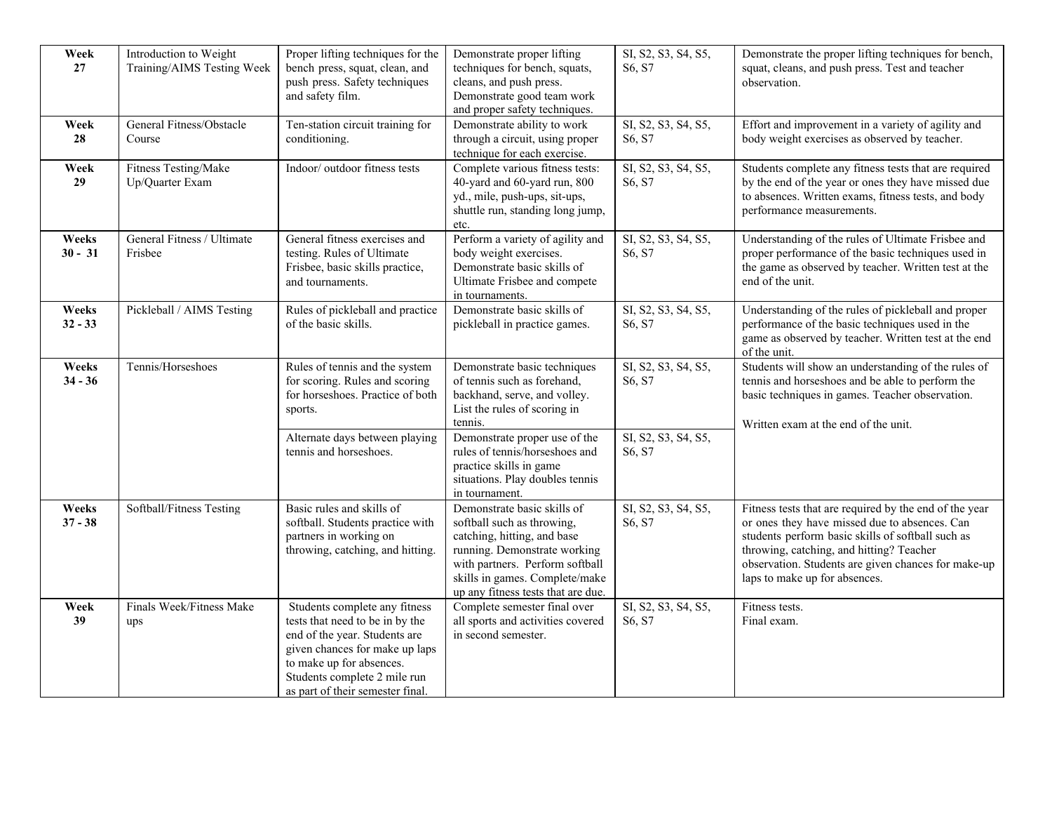| | | | | | |
|---|---|---|---|---|---|
| **Week 27** | Introduction to Weight Training/AIMS Testing Week | Proper lifting techniques for the bench press, squat, clean, and push press. Safety techniques and safety film. | Demonstrate proper lifting techniques for bench, squats, cleans, and push press. Demonstrate good team work and proper safety techniques. | SI, S2, S3, S4, S5, S6, S7 | Demonstrate the proper lifting techniques for bench, squat, cleans, and push press. Test and teacher observation. |
| **Week 28** | General Fitness/Obstacle Course | Ten-station circuit training for conditioning. | Demonstrate ability to work through a circuit, using proper technique for each exercise. | SI, S2, S3, S4, S5, S6, S7 | Effort and improvement in a variety of agility and body weight exercises as observed by teacher. |
| **Week 29** | Fitness Testing/Make Up/Quarter Exam | Indoor/ outdoor fitness tests | Complete various fitness tests: 40-yard and 60-yard run, 800 yd., mile, push-ups, sit-ups, shuttle run, standing long jump, etc. | SI, S2, S3, S4, S5, S6, S7 | Students complete any fitness tests that are required by the end of the year or ones they have missed due to absences. Written exams, fitness tests, and body performance measurements. |
| **Weeks 30 - 31** | General Fitness / Ultimate Frisbee | General fitness exercises and testing. Rules of Ultimate Frisbee, basic skills practice, and tournaments. | Perform a variety of agility and body weight exercises. Demonstrate basic skills of Ultimate Frisbee and compete in tournaments. | SI, S2, S3, S4, S5, S6, S7 | Understanding of the rules of Ultimate Frisbee and proper performance of the basic techniques used in the game as observed by teacher. Written test at the end of the unit. |
| **Weeks 32 - 33** | Pickleball / AIMS Testing | Rules of pickleball and practice of the basic skills. | Demonstrate basic skills of pickleball in practice games. | SI, S2, S3, S4, S5, S6, S7 | Understanding of the rules of pickleball and proper performance of the basic techniques used in the game as observed by teacher. Written test at the end of the unit. |
| **Weeks 34 - 36** | Tennis/Horseshoes | Rules of tennis and the system for scoring. Rules and scoring for horseshoes. Practice of both sports. | Demonstrate basic techniques of tennis such as forehand, backhand, serve, and volley. List the rules of scoring in tennis. | SI, S2, S3, S4, S5, S6, S7 | Students will show an understanding of the rules of tennis and horseshoes and be able to perform the basic techniques in games. Teacher observation. Written exam at the end of the unit. |
| | | Alternate days between playing tennis and horseshoes. | Demonstrate proper use of the rules of tennis/horseshoes and practice skills in game situations. Play doubles tennis in tournament. | SI, S2, S3, S4, S5, S6, S7 | |
| **Weeks 37 - 38** | Softball/Fitness Testing | Basic rules and skills of softball. Students practice with partners in working on throwing, catching, and hitting. | Demonstrate basic skills of softball such as throwing, catching, hitting, and base running. Demonstrate working with partners. Perform softball skills in games. Complete/make up any fitness tests that are due. | SI, S2, S3, S4, S5, S6, S7 | Fitness tests that are required by the end of the year or ones they have missed due to absences. Can students perform basic skills of softball such as throwing, catching, and hitting? Teacher observation. Students are given chances for make-up laps to make up for absences. |
| **Week 39** | Finals Week/Fitness Make ups | Students complete any fitness tests that need to be in by the end of the year. Students are given chances for make up laps to make up for absences. Students complete 2 mile run as part of their semester final. | Complete semester final over all sports and activities covered in second semester. | SI, S2, S3, S4, S5, S6, S7 | Fitness tests. Final exam. |